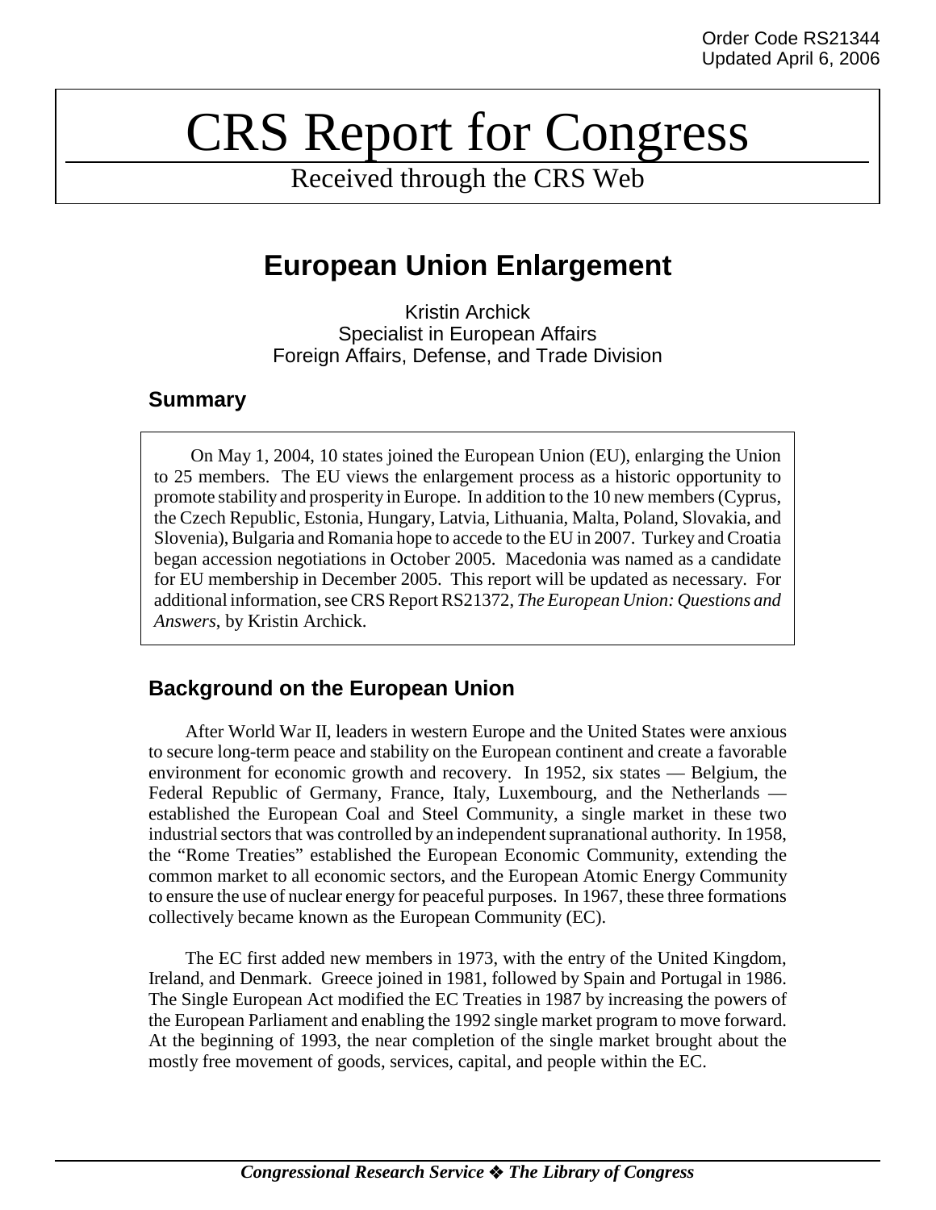Order Code RS21344
Updated April 6, 2006

# CRS Report for Congress

Received through the CRS Web

## European Union Enlargement

Kristin Archick
Specialist in European Affairs
Foreign Affairs, Defense, and Trade Division

### Summary

On May 1, 2004, 10 states joined the European Union (EU), enlarging the Union to 25 members. The EU views the enlargement process as a historic opportunity to promote stability and prosperity in Europe. In addition to the 10 new members (Cyprus, the Czech Republic, Estonia, Hungary, Latvia, Lithuania, Malta, Poland, Slovakia, and Slovenia), Bulgaria and Romania hope to accede to the EU in 2007. Turkey and Croatia began accession negotiations in October 2005. Macedonia was named as a candidate for EU membership in December 2005. This report will be updated as necessary. For additional information, see CRS Report RS21372, *The European Union: Questions and Answers*, by Kristin Archick.

### Background on the European Union

After World War II, leaders in western Europe and the United States were anxious to secure long-term peace and stability on the European continent and create a favorable environment for economic growth and recovery. In 1952, six states — Belgium, the Federal Republic of Germany, France, Italy, Luxembourg, and the Netherlands — established the European Coal and Steel Community, a single market in these two industrial sectors that was controlled by an independent supranational authority. In 1958, the "Rome Treaties" established the European Economic Community, extending the common market to all economic sectors, and the European Atomic Energy Community to ensure the use of nuclear energy for peaceful purposes. In 1967, these three formations collectively became known as the European Community (EC).

The EC first added new members in 1973, with the entry of the United Kingdom, Ireland, and Denmark. Greece joined in 1981, followed by Spain and Portugal in 1986. The Single European Act modified the EC Treaties in 1987 by increasing the powers of the European Parliament and enabling the 1992 single market program to move forward. At the beginning of 1993, the near completion of the single market brought about the mostly free movement of goods, services, capital, and people within the EC.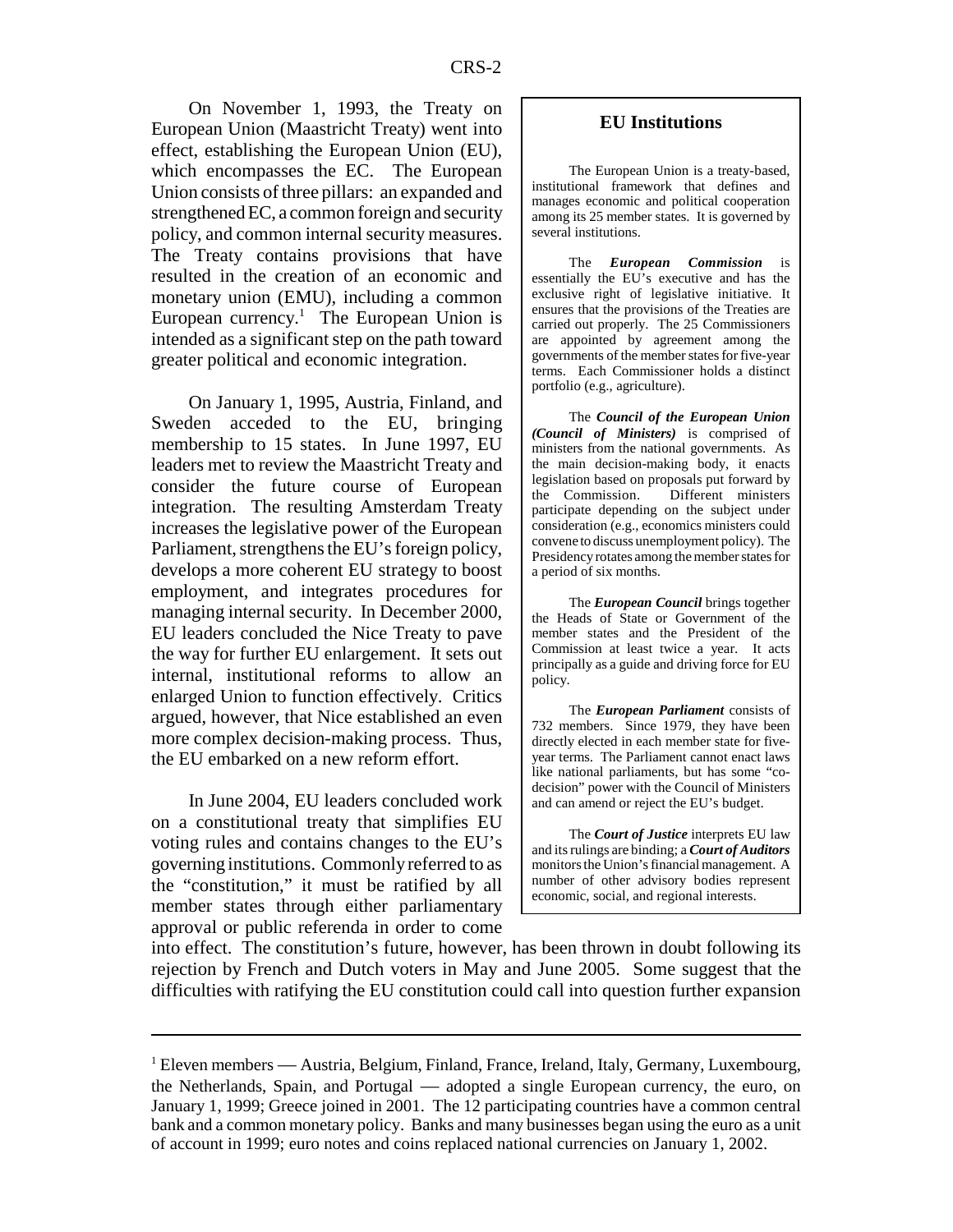On November 1, 1993, the Treaty on European Union (Maastricht Treaty) went into effect, establishing the European Union (EU), which encompasses the EC. The European Union consists of three pillars: an expanded and strengthened EC, a common foreign and security policy, and common internal security measures. The Treaty contains provisions that have resulted in the creation of an economic and monetary union (EMU), including a common European currency.[1] The European Union is intended as a significant step on the path toward greater political and economic integration.

On January 1, 1995, Austria, Finland, and Sweden acceded to the EU, bringing membership to 15 states. In June 1997, EU leaders met to review the Maastricht Treaty and consider the future course of European integration. The resulting Amsterdam Treaty increases the legislative power of the European Parliament, strengthens the EU's foreign policy, develops a more coherent EU strategy to boost employment, and integrates procedures for managing internal security. In December 2000, EU leaders concluded the Nice Treaty to pave the way for further EU enlargement. It sets out internal, institutional reforms to allow an enlarged Union to function effectively. Critics argued, however, that Nice established an even more complex decision-making process. Thus, the EU embarked on a new reform effort.

In June 2004, EU leaders concluded work on a constitutional treaty that simplifies EU voting rules and contains changes to the EU's governing institutions. Commonly referred to as the "constitution," it must be ratified by all member states through either parliamentary approval or public referenda in order to come into effect. The constitution's future, however, has been thrown in doubt following its rejection by French and Dutch voters in May and June 2005. Some suggest that the difficulties with ratifying the EU constitution could call into question further expansion

## EU Institutions

The European Union is a treaty-based, institutional framework that defines and manages economic and political cooperation among its 25 member states. It is governed by several institutions.

The ***European Commission*** is essentially the EU's executive and has the exclusive right of legislative initiative. It ensures that the provisions of the Treaties are carried out properly. The 25 Commissioners are appointed by agreement among the governments of the member states for five-year terms. Each Commissioner holds a distinct portfolio (e.g., agriculture).

The ***Council of the European Union (Council of Ministers)*** is comprised of ministers from the national governments. As the main decision-making body, it enacts legislation based on proposals put forward by the Commission. Different ministers participate depending on the subject under consideration (e.g., economics ministers could convene to discuss unemployment policy). The Presidency rotates among the member states for a period of six months.

The ***European Council*** brings together the Heads of State or Government of the member states and the President of the Commission at least twice a year. It acts principally as a guide and driving force for EU policy.

The ***European Parliament*** consists of 732 members. Since 1979, they have been directly elected in each member state for five-year terms. The Parliament cannot enact laws like national parliaments, but has some "co-decision" power with the Council of Ministers and can amend or reject the EU's budget.

The ***Court of Justice*** interprets EU law and its rulings are binding; a ***Court of Auditors*** monitors the Union's financial management. A number of other advisory bodies represent economic, social, and regional interests.

---

[1] Eleven members — Austria, Belgium, Finland, France, Ireland, Italy, Germany, Luxembourg, the Netherlands, Spain, and Portugal — adopted a single European currency, the euro, on January 1, 1999; Greece joined in 2001. The 12 participating countries have a common central bank and a common monetary policy. Banks and many businesses began using the euro as a unit of account in 1999; euro notes and coins replaced national currencies on January 1, 2002.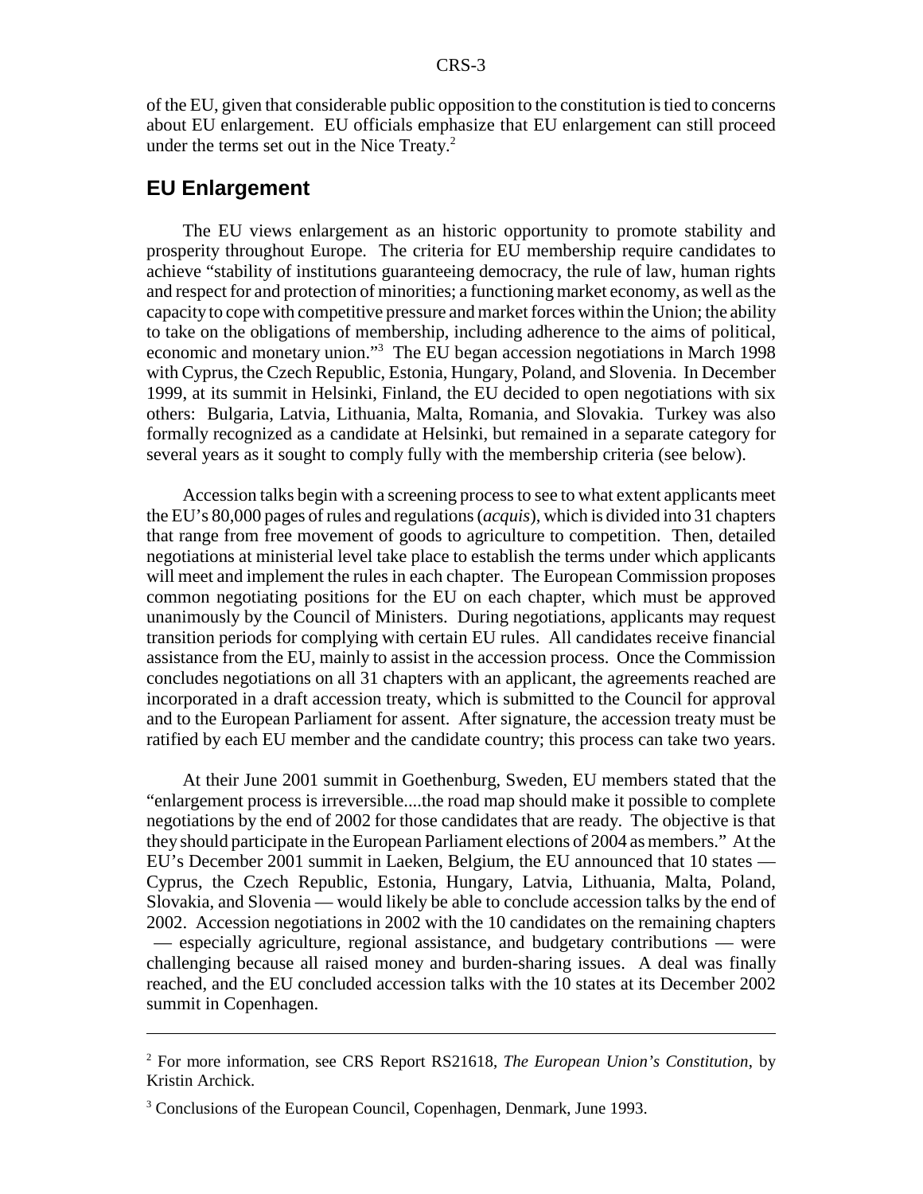of the EU, given that considerable public opposition to the constitution is tied to concerns about EU enlargement. EU officials emphasize that EU enlargement can still proceed under the terms set out in the Nice Treaty.[2]

## EU Enlargement

The EU views enlargement as an historic opportunity to promote stability and prosperity throughout Europe. The criteria for EU membership require candidates to achieve "stability of institutions guaranteeing democracy, the rule of law, human rights and respect for and protection of minorities; a functioning market economy, as well as the capacity to cope with competitive pressure and market forces within the Union; the ability to take on the obligations of membership, including adherence to the aims of political, economic and monetary union."[3] The EU began accession negotiations in March 1998 with Cyprus, the Czech Republic, Estonia, Hungary, Poland, and Slovenia. In December 1999, at its summit in Helsinki, Finland, the EU decided to open negotiations with six others: Bulgaria, Latvia, Lithuania, Malta, Romania, and Slovakia. Turkey was also formally recognized as a candidate at Helsinki, but remained in a separate category for several years as it sought to comply fully with the membership criteria (see below).

Accession talks begin with a screening process to see to what extent applicants meet the EU's 80,000 pages of rules and regulations (*acquis*), which is divided into 31 chapters that range from free movement of goods to agriculture to competition. Then, detailed negotiations at ministerial level take place to establish the terms under which applicants will meet and implement the rules in each chapter. The European Commission proposes common negotiating positions for the EU on each chapter, which must be approved unanimously by the Council of Ministers. During negotiations, applicants may request transition periods for complying with certain EU rules. All candidates receive financial assistance from the EU, mainly to assist in the accession process. Once the Commission concludes negotiations on all 31 chapters with an applicant, the agreements reached are incorporated in a draft accession treaty, which is submitted to the Council for approval and to the European Parliament for assent. After signature, the accession treaty must be ratified by each EU member and the candidate country; this process can take two years.

At their June 2001 summit in Goethenburg, Sweden, EU members stated that the "enlargement process is irreversible....the road map should make it possible to complete negotiations by the end of 2002 for those candidates that are ready. The objective is that they should participate in the European Parliament elections of 2004 as members." At the EU's December 2001 summit in Laeken, Belgium, the EU announced that 10 states — Cyprus, the Czech Republic, Estonia, Hungary, Latvia, Lithuania, Malta, Poland, Slovakia, and Slovenia — would likely be able to conclude accession talks by the end of 2002. Accession negotiations in 2002 with the 10 candidates on the remaining chapters — especially agriculture, regional assistance, and budgetary contributions — were challenging because all raised money and burden-sharing issues. A deal was finally reached, and the EU concluded accession talks with the 10 states at its December 2002 summit in Copenhagen.

---

[2] For more information, see CRS Report RS21618, *The European Union's Constitution*, by Kristin Archick.

[3] Conclusions of the European Council, Copenhagen, Denmark, June 1993.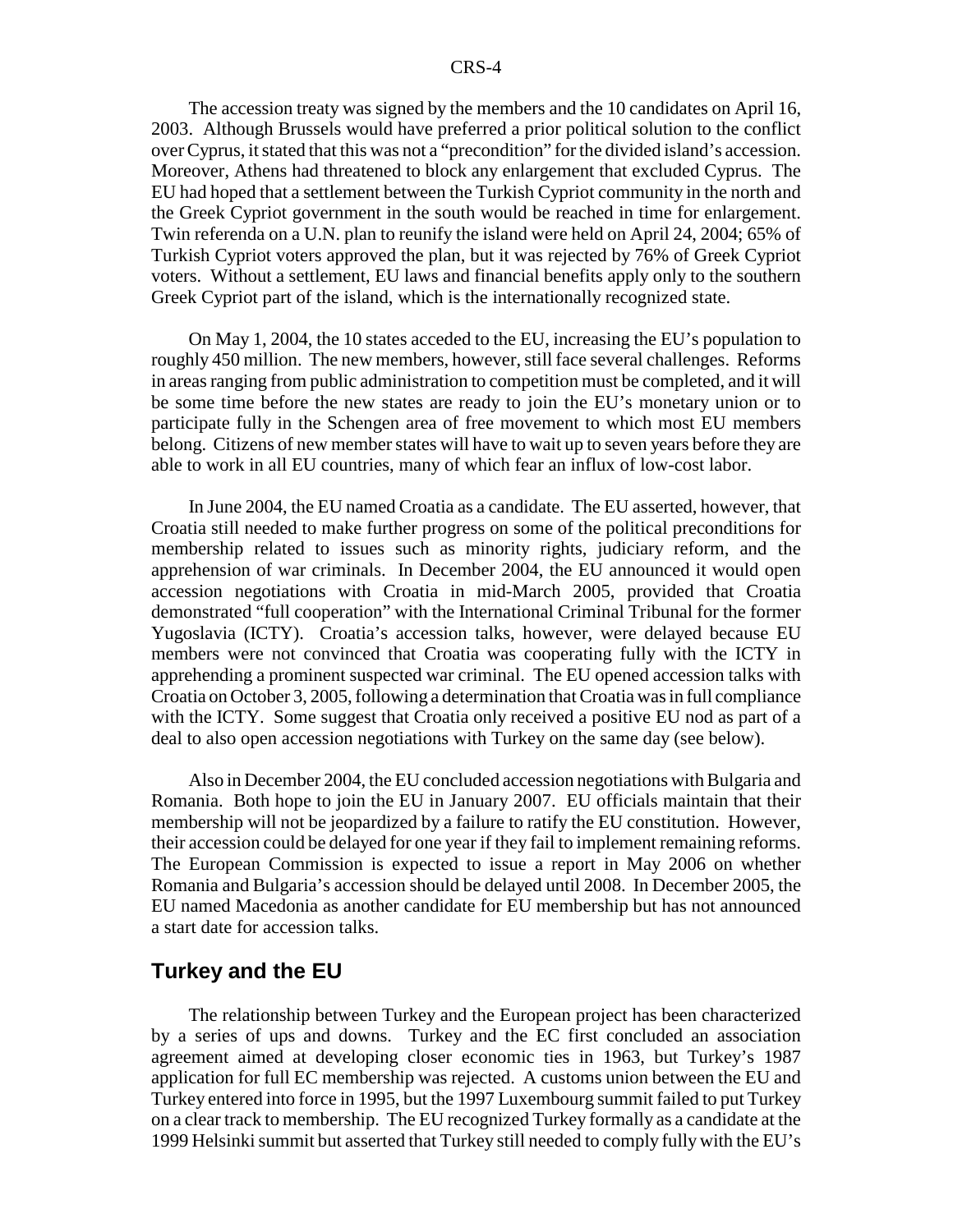The accession treaty was signed by the members and the 10 candidates on April 16, 2003. Although Brussels would have preferred a prior political solution to the conflict over Cyprus, it stated that this was not a "precondition" for the divided island's accession. Moreover, Athens had threatened to block any enlargement that excluded Cyprus. The EU had hoped that a settlement between the Turkish Cypriot community in the north and the Greek Cypriot government in the south would be reached in time for enlargement. Twin referenda on a U.N. plan to reunify the island were held on April 24, 2004; 65% of Turkish Cypriot voters approved the plan, but it was rejected by 76% of Greek Cypriot voters. Without a settlement, EU laws and financial benefits apply only to the southern Greek Cypriot part of the island, which is the internationally recognized state.

On May 1, 2004, the 10 states acceded to the EU, increasing the EU's population to roughly 450 million. The new members, however, still face several challenges. Reforms in areas ranging from public administration to competition must be completed, and it will be some time before the new states are ready to join the EU's monetary union or to participate fully in the Schengen area of free movement to which most EU members belong. Citizens of new member states will have to wait up to seven years before they are able to work in all EU countries, many of which fear an influx of low-cost labor.

In June 2004, the EU named Croatia as a candidate. The EU asserted, however, that Croatia still needed to make further progress on some of the political preconditions for membership related to issues such as minority rights, judiciary reform, and the apprehension of war criminals. In December 2004, the EU announced it would open accession negotiations with Croatia in mid-March 2005, provided that Croatia demonstrated "full cooperation" with the International Criminal Tribunal for the former Yugoslavia (ICTY). Croatia's accession talks, however, were delayed because EU members were not convinced that Croatia was cooperating fully with the ICTY in apprehending a prominent suspected war criminal. The EU opened accession talks with Croatia on October 3, 2005, following a determination that Croatia was in full compliance with the ICTY. Some suggest that Croatia only received a positive EU nod as part of a deal to also open accession negotiations with Turkey on the same day (see below).

Also in December 2004, the EU concluded accession negotiations with Bulgaria and Romania. Both hope to join the EU in January 2007. EU officials maintain that their membership will not be jeopardized by a failure to ratify the EU constitution. However, their accession could be delayed for one year if they fail to implement remaining reforms. The European Commission is expected to issue a report in May 2006 on whether Romania and Bulgaria's accession should be delayed until 2008. In December 2005, the EU named Macedonia as another candidate for EU membership but has not announced a start date for accession talks.

## Turkey and the EU

The relationship between Turkey and the European project has been characterized by a series of ups and downs. Turkey and the EC first concluded an association agreement aimed at developing closer economic ties in 1963, but Turkey's 1987 application for full EC membership was rejected. A customs union between the EU and Turkey entered into force in 1995, but the 1997 Luxembourg summit failed to put Turkey on a clear track to membership. The EU recognized Turkey formally as a candidate at the 1999 Helsinki summit but asserted that Turkey still needed to comply fully with the EU's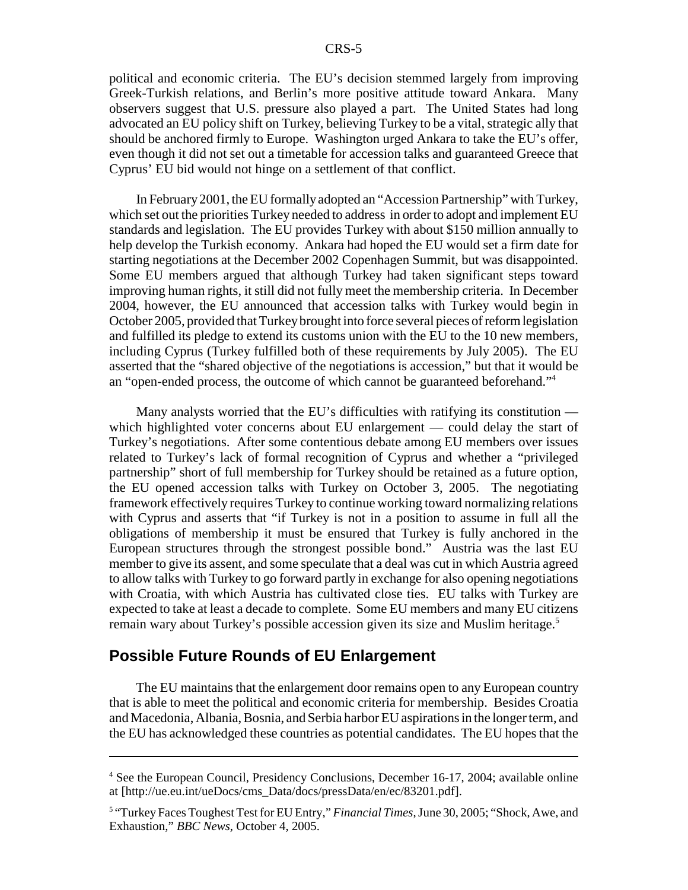political and economic criteria. The EU's decision stemmed largely from improving Greek-Turkish relations, and Berlin's more positive attitude toward Ankara. Many observers suggest that U.S. pressure also played a part. The United States had long advocated an EU policy shift on Turkey, believing Turkey to be a vital, strategic ally that should be anchored firmly to Europe. Washington urged Ankara to take the EU's offer, even though it did not set out a timetable for accession talks and guaranteed Greece that Cyprus' EU bid would not hinge on a settlement of that conflict.

In February 2001, the EU formally adopted an "Accession Partnership" with Turkey, which set out the priorities Turkey needed to address in order to adopt and implement EU standards and legislation. The EU provides Turkey with about $150 million annually to help develop the Turkish economy. Ankara had hoped the EU would set a firm date for starting negotiations at the December 2002 Copenhagen Summit, but was disappointed. Some EU members argued that although Turkey had taken significant steps toward improving human rights, it still did not fully meet the membership criteria. In December 2004, however, the EU announced that accession talks with Turkey would begin in October 2005, provided that Turkey brought into force several pieces of reform legislation and fulfilled its pledge to extend its customs union with the EU to the 10 new members, including Cyprus (Turkey fulfilled both of these requirements by July 2005). The EU asserted that the "shared objective of the negotiations is accession," but that it would be an "open-ended process, the outcome of which cannot be guaranteed beforehand."[4]

Many analysts worried that the EU's difficulties with ratifying its constitution — which highlighted voter concerns about EU enlargement — could delay the start of Turkey's negotiations. After some contentious debate among EU members over issues related to Turkey's lack of formal recognition of Cyprus and whether a "privileged partnership" short of full membership for Turkey should be retained as a future option, the EU opened accession talks with Turkey on October 3, 2005. The negotiating framework effectively requires Turkey to continue working toward normalizing relations with Cyprus and asserts that "if Turkey is not in a position to assume in full all the obligations of membership it must be ensured that Turkey is fully anchored in the European structures through the strongest possible bond." Austria was the last EU member to give its assent, and some speculate that a deal was cut in which Austria agreed to allow talks with Turkey to go forward partly in exchange for also opening negotiations with Croatia, with which Austria has cultivated close ties. EU talks with Turkey are expected to take at least a decade to complete. Some EU members and many EU citizens remain wary about Turkey's possible accession given its size and Muslim heritage.[5]

## Possible Future Rounds of EU Enlargement

The EU maintains that the enlargement door remains open to any European country that is able to meet the political and economic criteria for membership. Besides Croatia and Macedonia, Albania, Bosnia, and Serbia harbor EU aspirations in the longer term, and the EU has acknowledged these countries as potential candidates. The EU hopes that the

---

[4] See the European Council, Presidency Conclusions, December 16-17, 2004; available online at [http://ue.eu.int/ueDocs/cms_Data/docs/pressData/en/ec/83201.pdf].

[5] "Turkey Faces Toughest Test for EU Entry," *Financial Times*, June 30, 2005; "Shock, Awe, and Exhaustion," *BBC News*, October 4, 2005.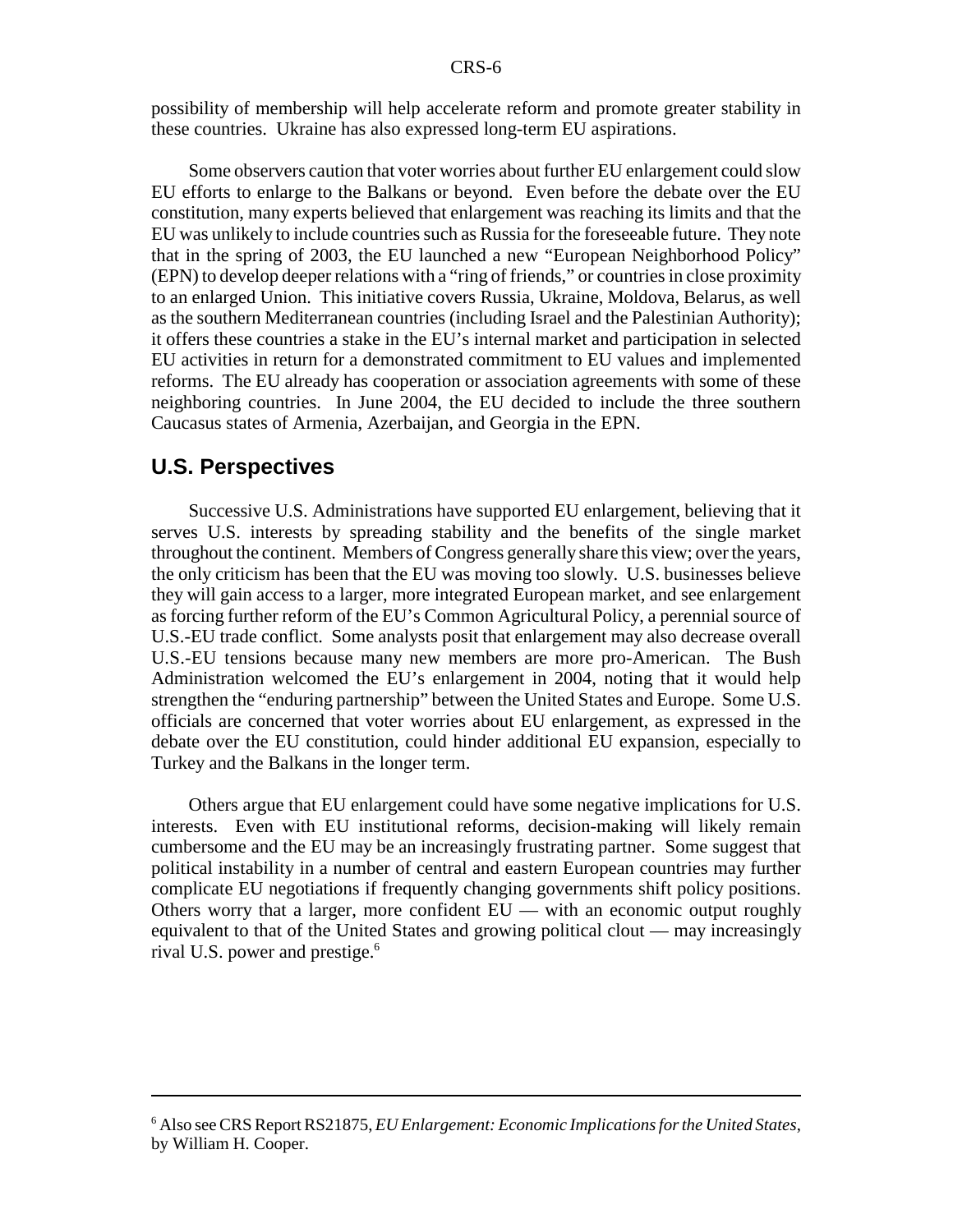possibility of membership will help accelerate reform and promote greater stability in these countries. Ukraine has also expressed long-term EU aspirations.

Some observers caution that voter worries about further EU enlargement could slow EU efforts to enlarge to the Balkans or beyond. Even before the debate over the EU constitution, many experts believed that enlargement was reaching its limits and that the EU was unlikely to include countries such as Russia for the foreseeable future. They note that in the spring of 2003, the EU launched a new "European Neighborhood Policy" (EPN) to develop deeper relations with a "ring of friends," or countries in close proximity to an enlarged Union. This initiative covers Russia, Ukraine, Moldova, Belarus, as well as the southern Mediterranean countries (including Israel and the Palestinian Authority); it offers these countries a stake in the EU's internal market and participation in selected EU activities in return for a demonstrated commitment to EU values and implemented reforms. The EU already has cooperation or association agreements with some of these neighboring countries. In June 2004, the EU decided to include the three southern Caucasus states of Armenia, Azerbaijan, and Georgia in the EPN.

## U.S. Perspectives

Successive U.S. Administrations have supported EU enlargement, believing that it serves U.S. interests by spreading stability and the benefits of the single market throughout the continent. Members of Congress generally share this view; over the years, the only criticism has been that the EU was moving too slowly. U.S. businesses believe they will gain access to a larger, more integrated European market, and see enlargement as forcing further reform of the EU's Common Agricultural Policy, a perennial source of U.S.-EU trade conflict. Some analysts posit that enlargement may also decrease overall U.S.-EU tensions because many new members are more pro-American. The Bush Administration welcomed the EU's enlargement in 2004, noting that it would help strengthen the "enduring partnership" between the United States and Europe. Some U.S. officials are concerned that voter worries about EU enlargement, as expressed in the debate over the EU constitution, could hinder additional EU expansion, especially to Turkey and the Balkans in the longer term.

Others argue that EU enlargement could have some negative implications for U.S. interests. Even with EU institutional reforms, decision-making will likely remain cumbersome and the EU may be an increasingly frustrating partner. Some suggest that political instability in a number of central and eastern European countries may further complicate EU negotiations if frequently changing governments shift policy positions. Others worry that a larger, more confident EU — with an economic output roughly equivalent to that of the United States and growing political clout — may increasingly rival U.S. power and prestige.[6]

---

[6] Also see CRS Report RS21875, *EU Enlargement: Economic Implications for the United States*, by William H. Cooper.